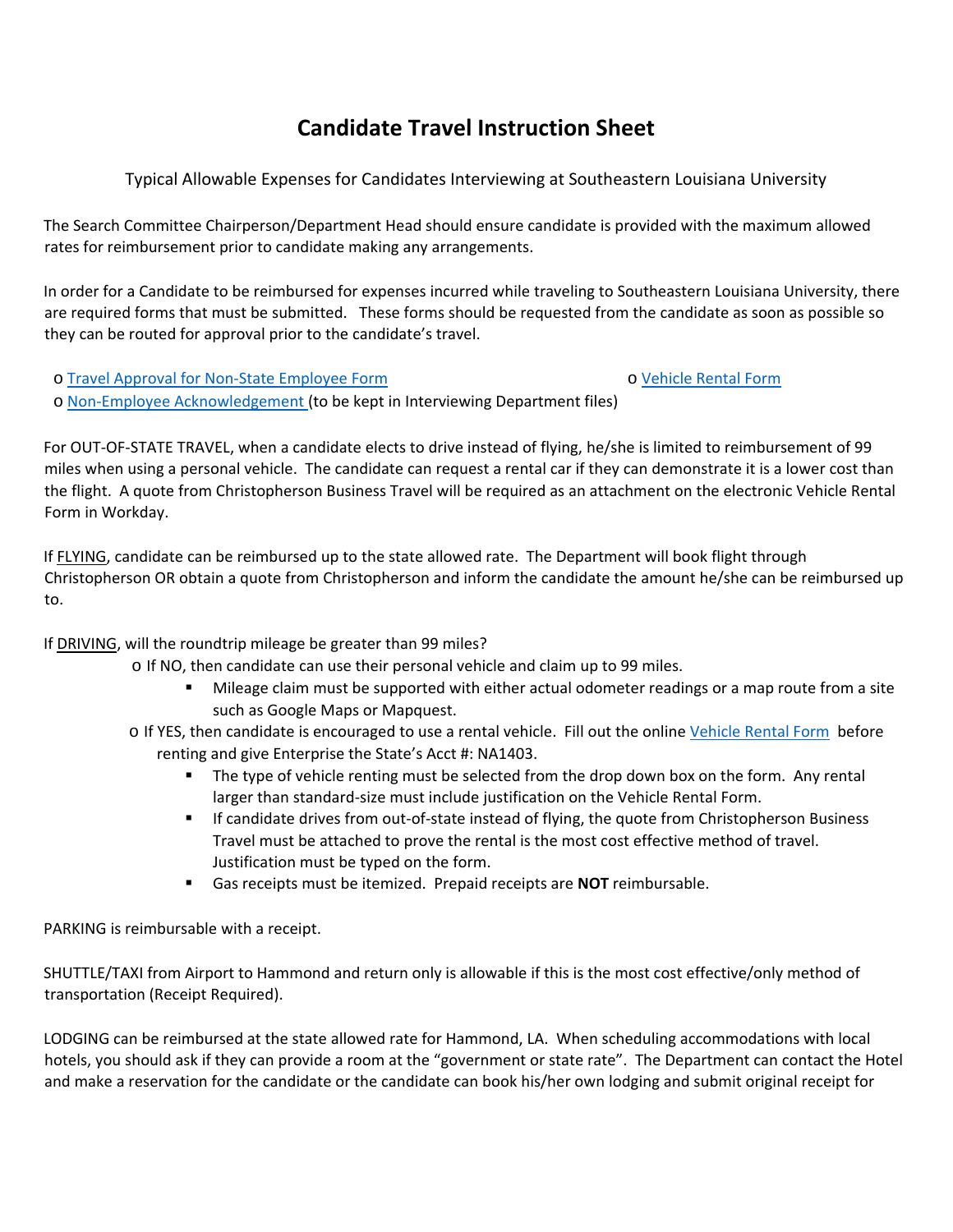# Candidate Travel Instruction Sheet

Typical Allowable Expenses for Candidates Interviewing at Southeastern Louisiana University

The Search Committee Chairperson/Department Head should ensure candidate is provided with the maximum allowed rates for reimbursement prior to candidate making any arrangements.

In order for a Candidate to be reimbursed for expenses incurred while traveling to Southeastern Louisiana University, there are required forms that must be submitted. These forms should be requested from the candidate as soon as possible so they can be routed for approval prior to the candidate's travel.

- Travel Approval for Non-State Employee Form
- Vehicle Rental Form
- Non-Employee Acknowledgement (to be kept in Interviewing Department files)

For OUT-OF-STATE TRAVEL, when a candidate elects to drive instead of flying, he/she is limited to reimbursement of 99 miles when using a personal vehicle. The candidate can request a rental car if they can demonstrate it is a lower cost than the flight. A quote from Christopherson Business Travel will be required as an attachment on the electronic Vehicle Rental Form in Workday.

If FLYING, candidate can be reimbursed up to the state allowed rate. The Department will book flight through Christopherson OR obtain a quote from Christopherson and inform the candidate the amount he/she can be reimbursed up to.

If DRIVING, will the roundtrip mileage be greater than 99 miles?

- If NO, then candidate can use their personal vehicle and claim up to 99 miles.
  - Mileage claim must be supported with either actual odometer readings or a map route from a site such as Google Maps or Mapquest.
- If YES, then candidate is encouraged to use a rental vehicle. Fill out the online Vehicle Rental Form before renting and give Enterprise the State's Acct #: NA1403.
  - The type of vehicle renting must be selected from the drop down box on the form. Any rental larger than standard-size must include justification on the Vehicle Rental Form.
  - If candidate drives from out-of-state instead of flying, the quote from Christopherson Business Travel must be attached to prove the rental is the most cost effective method of travel. Justification must be typed on the form.
  - Gas receipts must be itemized. Prepaid receipts are **NOT** reimbursable.

PARKING is reimbursable with a receipt.

SHUTTLE/TAXI from Airport to Hammond and return only is allowable if this is the most cost effective/only method of transportation (Receipt Required).

LODGING can be reimbursed at the state allowed rate for Hammond, LA. When scheduling accommodations with local hotels, you should ask if they can provide a room at the "government or state rate". The Department can contact the Hotel and make a reservation for the candidate or the candidate can book his/her own lodging and submit original receipt for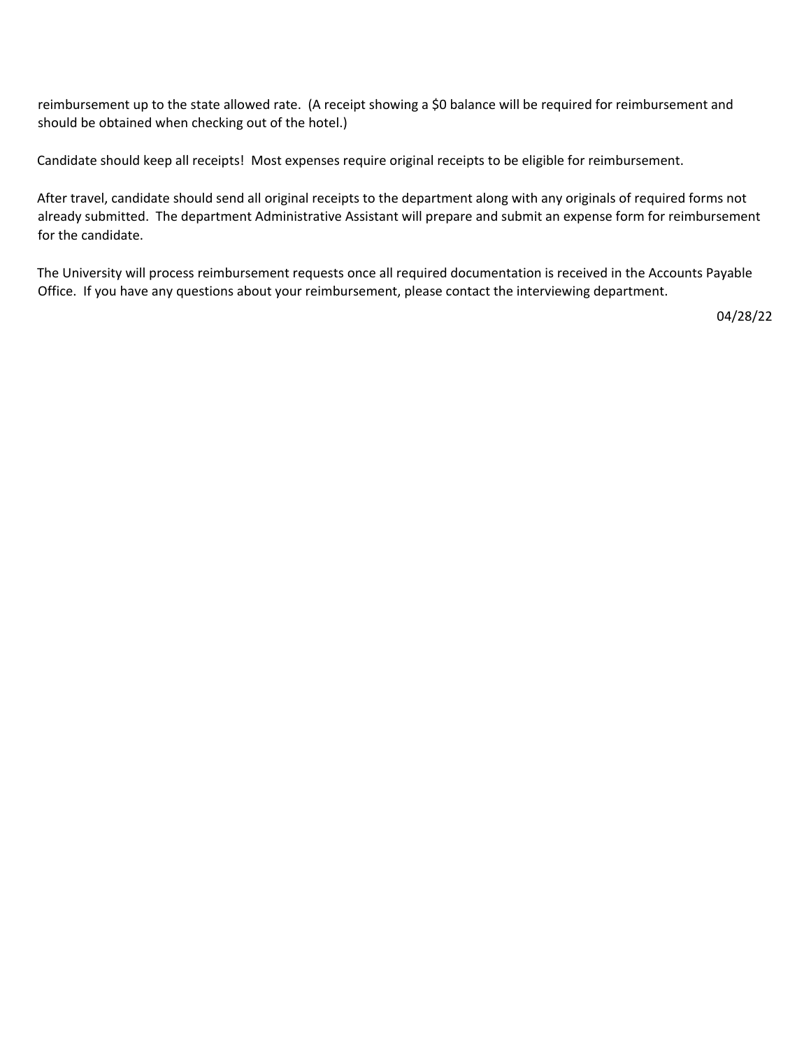reimbursement up to the state allowed rate. (A receipt showing a $0 balance will be required for reimbursement and should be obtained when checking out of the hotel.)

Candidate should keep all receipts! Most expenses require original receipts to be eligible for reimbursement.

After travel, candidate should send all original receipts to the department along with any originals of required forms not already submitted. The department Administrative Assistant will prepare and submit an expense form for reimbursement for the candidate.

The University will process reimbursement requests once all required documentation is received in the Accounts Payable Office. If you have any questions about your reimbursement, please contact the interviewing department.

04/28/22